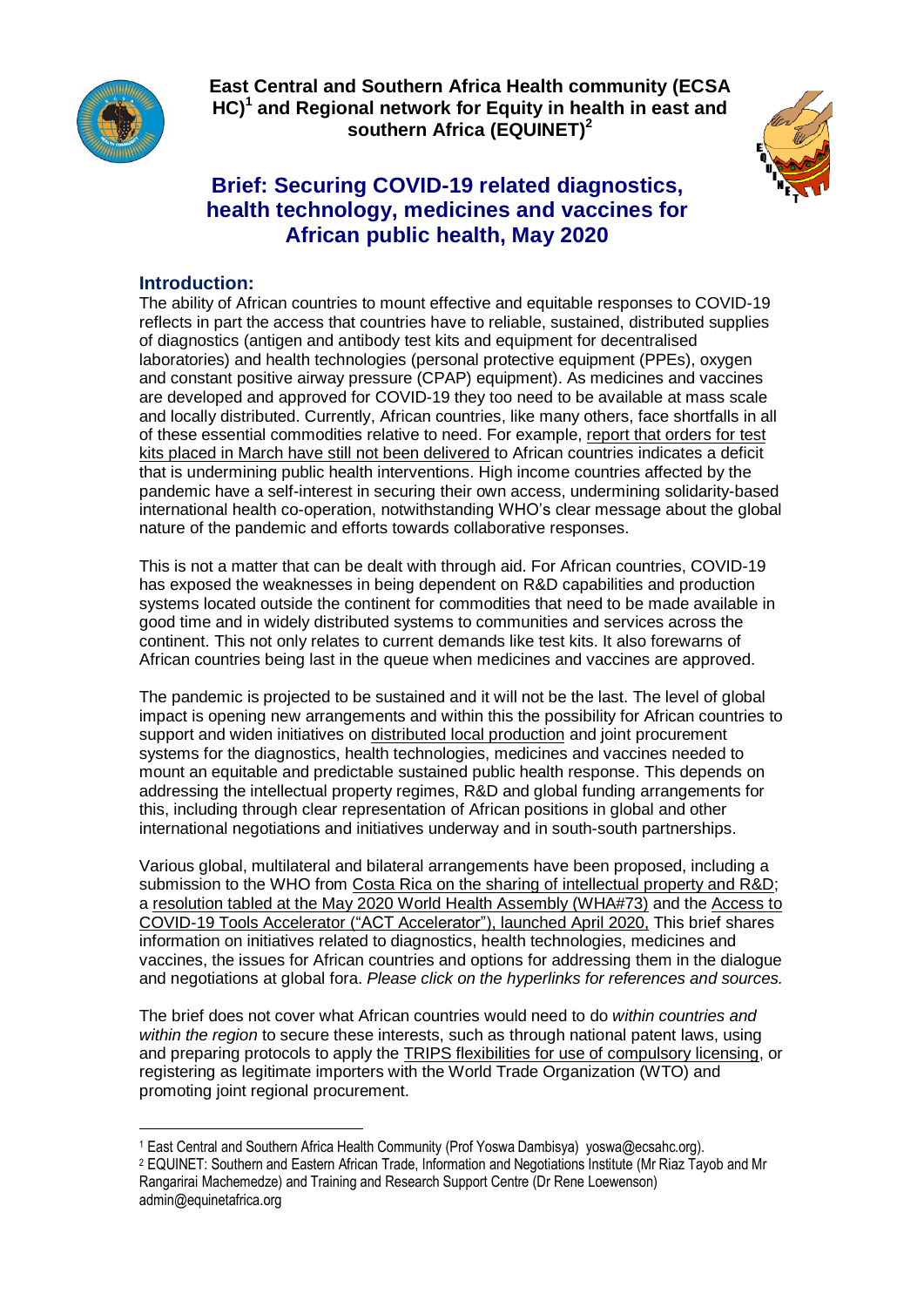**East Central and Southern Africa Health community (ECSA HC)[1] and Regional network for Equity in health in east and southern Africa (EQUINET)[2]**

# Brief: Securing COVID-19 related diagnostics, health technology, medicines and vaccines for African public health, May 2020

## Introduction:

The ability of African countries to mount effective and equitable responses to COVID-19 reflects in part the access that countries have to reliable, sustained, distributed supplies of diagnostics (antigen and antibody test kits and equipment for decentralised laboratories) and health technologies (personal protective equipment (PPEs), oxygen and constant positive airway pressure (CPAP) equipment). As medicines and vaccines are developed and approved for COVID-19 they too need to be available at mass scale and locally distributed. Currently, African countries, like many others, face shortfalls in all of these essential commodities relative to need. For example, report that orders for test kits placed in March have still not been delivered to African countries indicates a deficit that is undermining public health interventions. High income countries affected by the pandemic have a self-interest in securing their own access, undermining solidarity-based international health co-operation, notwithstanding WHO's clear message about the global nature of the pandemic and efforts towards collaborative responses.

This is not a matter that can be dealt with through aid. For African countries, COVID-19 has exposed the weaknesses in being dependent on R&D capabilities and production systems located outside the continent for commodities that need to be made available in good time and in widely distributed systems to communities and services across the continent. This not only relates to current demands like test kits. It also forewarns of African countries being last in the queue when medicines and vaccines are approved.

The pandemic is projected to be sustained and it will not be the last. The level of global impact is opening new arrangements and within this the possibility for African countries to support and widen initiatives on distributed local production and joint procurement systems for the diagnostics, health technologies, medicines and vaccines needed to mount an equitable and predictable sustained public health response. This depends on addressing the intellectual property regimes, R&D and global funding arrangements for this, including through clear representation of African positions in global and other international negotiations and initiatives underway and in south-south partnerships.

Various global, multilateral and bilateral arrangements have been proposed, including a submission to the WHO from Costa Rica on the sharing of intellectual property and R&D; a resolution tabled at the May 2020 World Health Assembly (WHA#73) and the Access to COVID-19 Tools Accelerator ("ACT Accelerator"), launched April 2020, This brief shares information on initiatives related to diagnostics, health technologies, medicines and vaccines, the issues for African countries and options for addressing them in the dialogue and negotiations at global fora. *Please click on the hyperlinks for references and sources.*

The brief does not cover what African countries would need to do *within countries and within the region* to secure these interests, such as through national patent laws, using and preparing protocols to apply the TRIPS flexibilities for use of compulsory licensing, or registering as legitimate importers with the World Trade Organization (WTO) and promoting joint regional procurement.

---

[1] East Central and Southern Africa Health Community (Prof Yoswa Dambisya) yoswa@ecsahc.org).

[2] EQUINET: Southern and Eastern African Trade, Information and Negotiations Institute (Mr Riaz Tayob and Mr Rangarirai Machemedze) and Training and Research Support Centre (Dr Rene Loewenson) admin@equinetafrica.org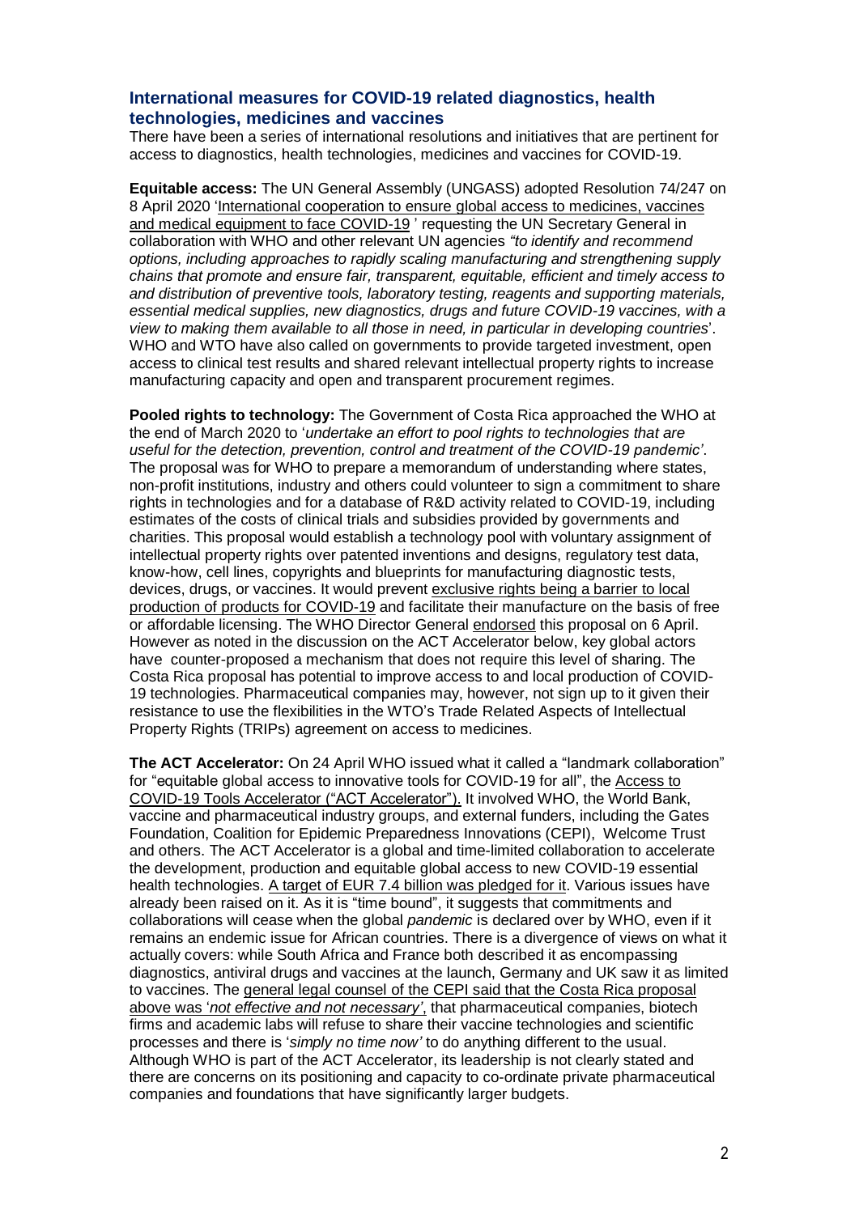## International measures for COVID-19 related diagnostics, health technologies, medicines and vaccines

There have been a series of international resolutions and initiatives that are pertinent for access to diagnostics, health technologies, medicines and vaccines for COVID-19.

**Equitable access:** The UN General Assembly (UNGASS) adopted Resolution 74/247 on 8 April 2020 'International cooperation to ensure global access to medicines, vaccines and medical equipment to face COVID-19 ' requesting the UN Secretary General in collaboration with WHO and other relevant UN agencies *"to identify and recommend options, including approaches to rapidly scaling manufacturing and strengthening supply chains that promote and ensure fair, transparent, equitable, efficient and timely access to and distribution of preventive tools, laboratory testing, reagents and supporting materials, essential medical supplies, new diagnostics, drugs and future COVID-19 vaccines, with a view to making them available to all those in need, in particular in developing countries*'. WHO and WTO have also called on governments to provide targeted investment, open access to clinical test results and shared relevant intellectual property rights to increase manufacturing capacity and open and transparent procurement regimes.

**Pooled rights to technology:** The Government of Costa Rica approached the WHO at the end of March 2020 to '*undertake an effort to pool rights to technologies that are useful for the detection, prevention, control and treatment of the COVID-19 pandemic'*. The proposal was for WHO to prepare a memorandum of understanding where states, non-profit institutions, industry and others could volunteer to sign a commitment to share rights in technologies and for a database of R&D activity related to COVID-19, including estimates of the costs of clinical trials and subsidies provided by governments and charities. This proposal would establish a technology pool with voluntary assignment of intellectual property rights over patented inventions and designs, regulatory test data, know-how, cell lines, copyrights and blueprints for manufacturing diagnostic tests, devices, drugs, or vaccines. It would prevent exclusive rights being a barrier to local production of products for COVID-19 and facilitate their manufacture on the basis of free or affordable licensing. The WHO Director General endorsed this proposal on 6 April. However as noted in the discussion on the ACT Accelerator below, key global actors have counter-proposed a mechanism that does not require this level of sharing. The Costa Rica proposal has potential to improve access to and local production of COVID-19 technologies. Pharmaceutical companies may, however, not sign up to it given their resistance to use the flexibilities in the WTO's Trade Related Aspects of Intellectual Property Rights (TRIPs) agreement on access to medicines.

**The ACT Accelerator:** On 24 April WHO issued what it called a "landmark collaboration" for "equitable global access to innovative tools for COVID-19 for all", the Access to COVID-19 Tools Accelerator ("ACT Accelerator"). It involved WHO, the World Bank, vaccine and pharmaceutical industry groups, and external funders, including the Gates Foundation, Coalition for Epidemic Preparedness Innovations (CEPI), Welcome Trust and others. The ACT Accelerator is a global and time-limited collaboration to accelerate the development, production and equitable global access to new COVID-19 essential health technologies. A target of EUR 7.4 billion was pledged for it. Various issues have already been raised on it. As it is "time bound", it suggests that commitments and collaborations will cease when the global *pandemic* is declared over by WHO, even if it remains an endemic issue for African countries. There is a divergence of views on what it actually covers: while South Africa and France both described it as encompassing diagnostics, antiviral drugs and vaccines at the launch, Germany and UK saw it as limited to vaccines. The general legal counsel of the CEPI said that the Costa Rica proposal above was '*not effective and not necessary'*, that pharmaceutical companies, biotech firms and academic labs will refuse to share their vaccine technologies and scientific processes and there is '*simply no time now'* to do anything different to the usual. Although WHO is part of the ACT Accelerator, its leadership is not clearly stated and there are concerns on its positioning and capacity to co-ordinate private pharmaceutical companies and foundations that have significantly larger budgets.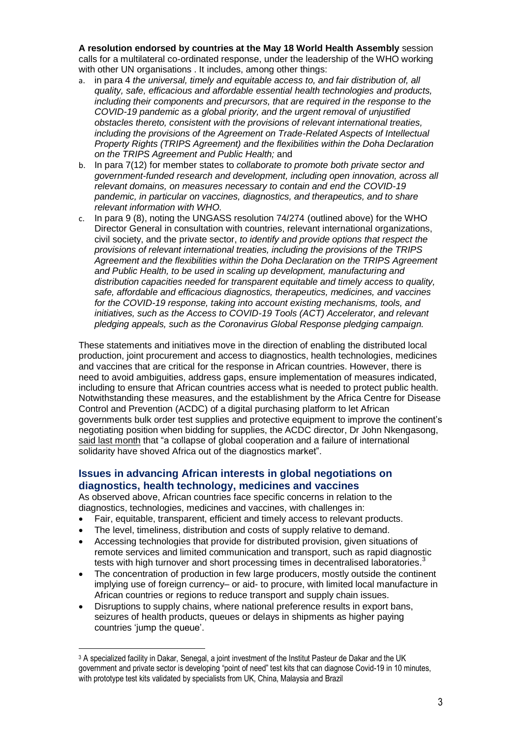**A resolution endorsed by countries at the May 18 World Health Assembly** session calls for a multilateral co-ordinated response, under the leadership of the WHO working with other UN organisations . It includes, among other things:

a. in para 4 *the universal, timely and equitable access to, and fair distribution of, all quality, safe, efficacious and affordable essential health technologies and products, including their components and precursors, that are required in the response to the COVID-19 pandemic as a global priority, and the urgent removal of unjustified obstacles thereto, consistent with the provisions of relevant international treaties, including the provisions of the Agreement on Trade-Related Aspects of Intellectual Property Rights (TRIPS Agreement) and the flexibilities within the Doha Declaration on the TRIPS Agreement and Public Health;* and
b. In para 7(12) for member states to *collaborate to promote both private sector and government-funded research and development, including open innovation, across all relevant domains, on measures necessary to contain and end the COVID-19 pandemic, in particular on vaccines, diagnostics, and therapeutics, and to share relevant information with WHO.*
c. In para 9 (8), noting the UNGASS resolution 74/274 (outlined above) for the WHO Director General in consultation with countries, relevant international organizations, civil society, and the private sector, *to identify and provide options that respect the provisions of relevant international treaties, including the provisions of the TRIPS Agreement and the flexibilities within the Doha Declaration on the TRIPS Agreement and Public Health, to be used in scaling up development, manufacturing and distribution capacities needed for transparent equitable and timely access to quality, safe, affordable and efficacious diagnostics, therapeutics, medicines, and vaccines for the COVID-19 response, taking into account existing mechanisms, tools, and initiatives, such as the Access to COVID-19 Tools (ACT) Accelerator, and relevant pledging appeals, such as the Coronavirus Global Response pledging campaign.*

These statements and initiatives move in the direction of enabling the distributed local production, joint procurement and access to diagnostics, health technologies, medicines and vaccines that are critical for the response in African countries. However, there is need to avoid ambiguities, address gaps, ensure implementation of measures indicated, including to ensure that African countries access what is needed to protect public health. Notwithstanding these measures, and the establishment by the Africa Centre for Disease Control and Prevention (ACDC) of a digital purchasing platform to let African governments bulk order test supplies and protective equipment to improve the continent's negotiating position when bidding for supplies, the ACDC director, Dr John Nkengasong, said last month that "a collapse of global cooperation and a failure of international solidarity have shoved Africa out of the diagnostics market".

## Issues in advancing African interests in global negotiations on diagnostics, health technology, medicines and vaccines

As observed above, African countries face specific concerns in relation to the diagnostics, technologies, medicines and vaccines, with challenges in:

- Fair, equitable, transparent, efficient and timely access to relevant products.
- The level, timeliness, distribution and costs of supply relative to demand.
- Accessing technologies that provide for distributed provision, given situations of remote services and limited communication and transport, such as rapid diagnostic tests with high turnover and short processing times in decentralised laboratories.[3]
- The concentration of production in few large producers, mostly outside the continent implying use of foreign currency– or aid- to procure, with limited local manufacture in African countries or regions to reduce transport and supply chain issues.
- Disruptions to supply chains, where national preference results in export bans, seizures of health products, queues or delays in shipments as higher paying countries 'jump the queue'.

[3] A specialized facility in Dakar, Senegal, a joint investment of the Institut Pasteur de Dakar and the UK government and private sector is developing "point of need" test kits that can diagnose Covid-19 in 10 minutes, with prototype test kits validated by specialists from UK, China, Malaysia and Brazil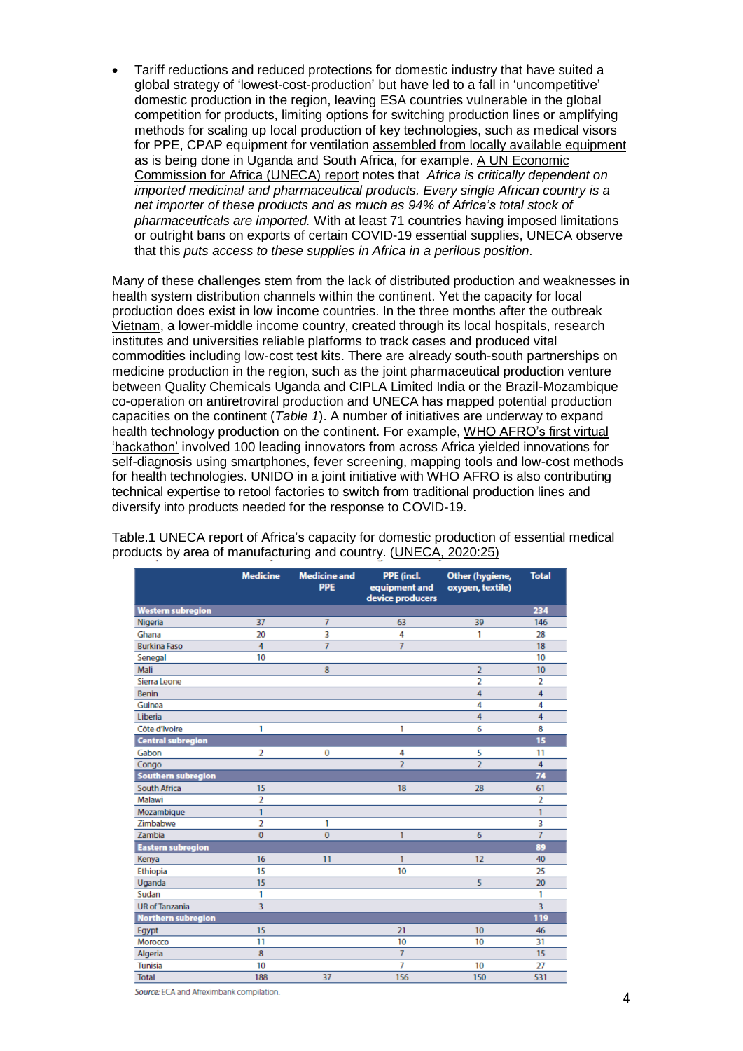- Tariff reductions and reduced protections for domestic industry that have suited a global strategy of 'lowest-cost-production' but have led to a fall in 'uncompetitive' domestic production in the region, leaving ESA countries vulnerable in the global competition for products, limiting options for switching production lines or amplifying methods for scaling up local production of key technologies, such as medical visors for PPE, CPAP equipment for ventilation assembled from locally available equipment as is being done in Uganda and South Africa, for example. A UN Economic Commission for Africa (UNECA) report notes that *Africa is critically dependent on imported medicinal and pharmaceutical products. Every single African country is a net importer of these products and as much as 94% of Africa's total stock of pharmaceuticals are imported.* With at least 71 countries having imposed limitations or outright bans on exports of certain COVID-19 essential supplies, UNECA observe that this *puts access to these supplies in Africa in a perilous position*.

Many of these challenges stem from the lack of distributed production and weaknesses in health system distribution channels within the continent. Yet the capacity for local production does exist in low income countries. In the three months after the outbreak Vietnam, a lower-middle income country, created through its local hospitals, research institutes and universities reliable platforms to track cases and produced vital commodities including low-cost test kits. There are already south-south partnerships on medicine production in the region, such as the joint pharmaceutical production venture between Quality Chemicals Uganda and CIPLA Limited India or the Brazil-Mozambique co-operation on antiretroviral production and UNECA has mapped potential production capacities on the continent (*Table 1*). A number of initiatives are underway to expand health technology production on the continent. For example, WHO AFRO's first virtual 'hackathon' involved 100 leading innovators from across Africa yielded innovations for self-diagnosis using smartphones, fever screening, mapping tools and low-cost methods for health technologies. UNIDO in a joint initiative with WHO AFRO is also contributing technical expertise to retool factories to switch from traditional production lines and diversify into products needed for the response to COVID-19.

Table.1 UNECA report of Africa's capacity for domestic production of essential medical products by area of manufacturing and country. (UNECA, 2020:25)

| | Medicine | Medicine and PPE | PPE (incl. equipment and device producers | Other (hygiene, oxygen, textile) | Total |
|---|---|---|---|---|---|
| **Western subregion** | | | | | **234** |
| Nigeria | 37 | 7 | 63 | 39 | 146 |
| Ghana | 20 | 3 | 4 | 1 | 28 |
| Burkina Faso | 4 | 7 | 7 | | 18 |
| Senegal | 10 | | | | 10 |
| Mali | | 8 | | 2 | 10 |
| Sierra Leone | | | | 2 | 2 |
| Benin | | | | 4 | 4 |
| Guinea | | | | 4 | 4 |
| Liberia | | | | 4 | 4 |
| Côte d'Ivoire | 1 | | 1 | 6 | 8 |
| **Central subregion** | | | | | **15** |
| Gabon | 2 | 0 | 4 | 5 | 11 |
| Congo | | | 2 | 2 | 4 |
| **Southern subregion** | | | | | **74** |
| South Africa | 15 | | 18 | 28 | 61 |
| Malawi | 2 | | | | 2 |
| Mozambique | 1 | | | | 1 |
| Zimbabwe | 2 | 1 | | | 3 |
| Zambia | 0 | 0 | 1 | 6 | 7 |
| **Eastern subregion** | | | | | **89** |
| Kenya | 16 | 11 | 1 | 12 | 40 |
| Ethiopia | 15 | | 10 | | 25 |
| Uganda | 15 | | | 5 | 20 |
| Sudan | 1 | | | | 1 |
| UR of Tanzania | 3 | | | | 3 |
| **Northern subregion** | | | | | **119** |
| Egypt | 15 | | 21 | 10 | 46 |
| Morocco | 11 | | 10 | 10 | 31 |
| Algeria | 8 | | 7 | | 15 |
| Tunisia | 10 | | 7 | 10 | 27 |
| Total | 188 | 37 | 156 | 150 | 531 |

*Source:* ECA and Afreximbank compilation.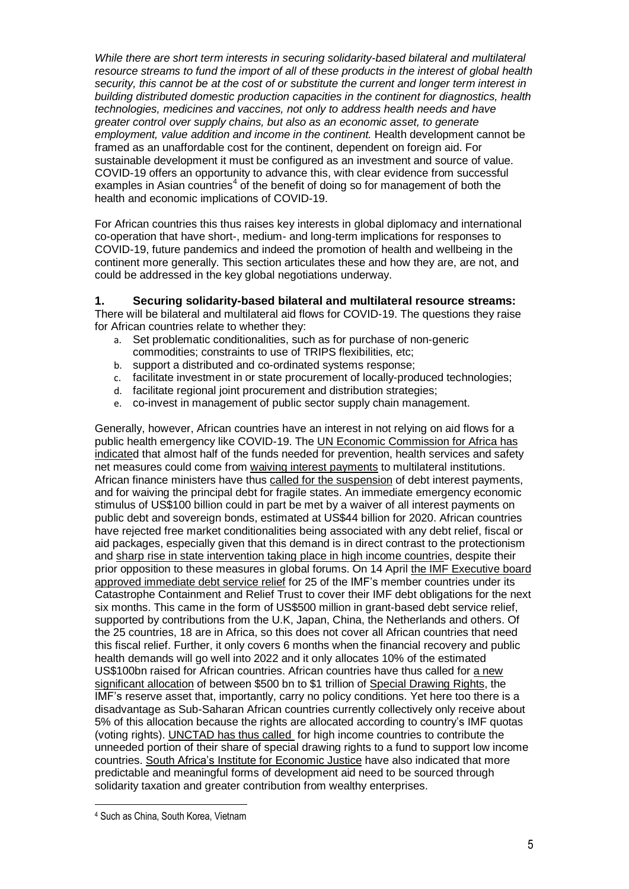*While there are short term interests in securing solidarity-based bilateral and multilateral resource streams to fund the import of all of these products in the interest of global health security, this cannot be at the cost of or substitute the current and longer term interest in building distributed domestic production capacities in the continent for diagnostics, health technologies, medicines and vaccines, not only to address health needs and have greater control over supply chains, but also as an economic asset, to generate employment, value addition and income in the continent.* Health development cannot be framed as an unaffordable cost for the continent, dependent on foreign aid. For sustainable development it must be configured as an investment and source of value. COVID-19 offers an opportunity to advance this, with clear evidence from successful examples in Asian countries[4] of the benefit of doing so for management of both the health and economic implications of COVID-19.

For African countries this thus raises key interests in global diplomacy and international co-operation that have short-, medium- and long-term implications for responses to COVID-19, future pandemics and indeed the promotion of health and wellbeing in the continent more generally. This section articulates these and how they are, are not, and could be addressed in the key global negotiations underway.

### 1. Securing solidarity-based bilateral and multilateral resource streams:

There will be bilateral and multilateral aid flows for COVID-19. The questions they raise for African countries relate to whether they:

a. Set problematic conditionalities, such as for purchase of non-generic commodities; constraints to use of TRIPS flexibilities, etc;
b. support a distributed and co-ordinated systems response;
c. facilitate investment in or state procurement of locally-produced technologies;
d. facilitate regional joint procurement and distribution strategies;
e. co-invest in management of public sector supply chain management.

Generally, however, African countries have an interest in not relying on aid flows for a public health emergency like COVID-19. The UN Economic Commission for Africa has indicated that almost half of the funds needed for prevention, health services and safety net measures could come from waiving interest payments to multilateral institutions. African finance ministers have thus called for the suspension of debt interest payments, and for waiving the principal debt for fragile states. An immediate emergency economic stimulus of US$100 billion could in part be met by a waiver of all interest payments on public debt and sovereign bonds, estimated at US$44 billion for 2020. African countries have rejected free market conditionalities being associated with any debt relief, fiscal or aid packages, especially given that this demand is in direct contrast to the protectionism and sharp rise in state intervention taking place in high income countries, despite their prior opposition to these measures in global forums. On 14 April the IMF Executive board approved immediate debt service relief for 25 of the IMF's member countries under its Catastrophe Containment and Relief Trust to cover their IMF debt obligations for the next six months. This came in the form of US$500 million in grant-based debt service relief, supported by contributions from the U.K, Japan, China, the Netherlands and others. Of the 25 countries, 18 are in Africa, so this does not cover all African countries that need this fiscal relief. Further, it only covers 6 months when the financial recovery and public health demands will go well into 2022 and it only allocates 10% of the estimated US$100bn raised for African countries. African countries have thus called for a new significant allocation of between $500 bn to $1 trillion of Special Drawing Rights, the IMF's reserve asset that, importantly, carry no policy conditions. Yet here too there is a disadvantage as Sub-Saharan African countries currently collectively only receive about 5% of this allocation because the rights are allocated according to country's IMF quotas (voting rights). UNCTAD has thus called for high income countries to contribute the unneeded portion of their share of special drawing rights to a fund to support low income countries. South Africa's Institute for Economic Justice have also indicated that more predictable and meaningful forms of development aid need to be sourced through solidarity taxation and greater contribution from wealthy enterprises.

[4] Such as China, South Korea, Vietnam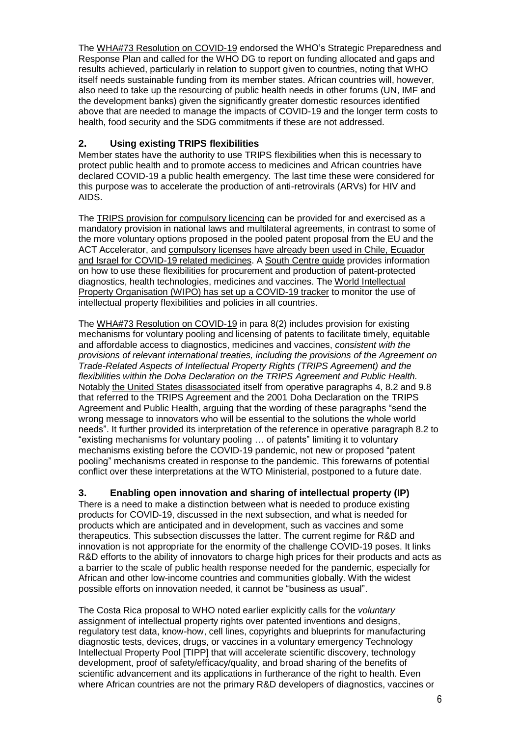The WHA#73 Resolution on COVID-19 endorsed the WHO's Strategic Preparedness and Response Plan and called for the WHO DG to report on funding allocated and gaps and results achieved, particularly in relation to support given to countries, noting that WHO itself needs sustainable funding from its member states. African countries will, however, also need to take up the resourcing of public health needs in other forums (UN, IMF and the development banks) given the significantly greater domestic resources identified above that are needed to manage the impacts of COVID-19 and the longer term costs to health, food security and the SDG commitments if these are not addressed.

## 2. Using existing TRIPS flexibilities

Member states have the authority to use TRIPS flexibilities when this is necessary to protect public health and to promote access to medicines and African countries have declared COVID-19 a public health emergency. The last time these were considered for this purpose was to accelerate the production of anti-retrovirals (ARVs) for HIV and AIDS.

The TRIPS provision for compulsory licencing can be provided for and exercised as a mandatory provision in national laws and multilateral agreements, in contrast to some of the more voluntary options proposed in the pooled patent proposal from the EU and the ACT Accelerator, and compulsory licenses have already been used in Chile, Ecuador and Israel for COVID-19 related medicines. A South Centre guide provides information on how to use these flexibilities for procurement and production of patent-protected diagnostics, health technologies, medicines and vaccines. The World Intellectual Property Organisation (WIPO) has set up a COVID-19 tracker to monitor the use of intellectual property flexibilities and policies in all countries.

The WHA#73 Resolution on COVID-19 in para 8(2) includes provision for existing mechanisms for voluntary pooling and licensing of patents to facilitate timely, equitable and affordable access to diagnostics, medicines and vaccines, *consistent with the provisions of relevant international treaties, including the provisions of the Agreement on Trade-Related Aspects of Intellectual Property Rights (TRIPS Agreement) and the flexibilities within the Doha Declaration on the TRIPS Agreement and Public Health.* Notably the United States disassociated itself from operative paragraphs 4, 8.2 and 9.8 that referred to the TRIPS Agreement and the 2001 Doha Declaration on the TRIPS Agreement and Public Health, arguing that the wording of these paragraphs "send the wrong message to innovators who will be essential to the solutions the whole world needs". It further provided its interpretation of the reference in operative paragraph 8.2 to "existing mechanisms for voluntary pooling … of patents" limiting it to voluntary mechanisms existing before the COVID-19 pandemic, not new or proposed "patent pooling" mechanisms created in response to the pandemic. This forewarns of potential conflict over these interpretations at the WTO Ministerial, postponed to a future date.

## 3. Enabling open innovation and sharing of intellectual property (IP)

There is a need to make a distinction between what is needed to produce existing products for COVID-19, discussed in the next subsection, and what is needed for products which are anticipated and in development, such as vaccines and some therapeutics. This subsection discusses the latter. The current regime for R&D and innovation is not appropriate for the enormity of the challenge COVID-19 poses. It links R&D efforts to the ability of innovators to charge high prices for their products and acts as a barrier to the scale of public health response needed for the pandemic, especially for African and other low-income countries and communities globally. With the widest possible efforts on innovation needed, it cannot be "business as usual".

The Costa Rica proposal to WHO noted earlier explicitly calls for the *voluntary* assignment of intellectual property rights over patented inventions and designs, regulatory test data, know-how, cell lines, copyrights and blueprints for manufacturing diagnostic tests, devices, drugs, or vaccines in a voluntary emergency Technology Intellectual Property Pool [TIPP] that will accelerate scientific discovery, technology development, proof of safety/efficacy/quality, and broad sharing of the benefits of scientific advancement and its applications in furtherance of the right to health. Even where African countries are not the primary R&D developers of diagnostics, vaccines or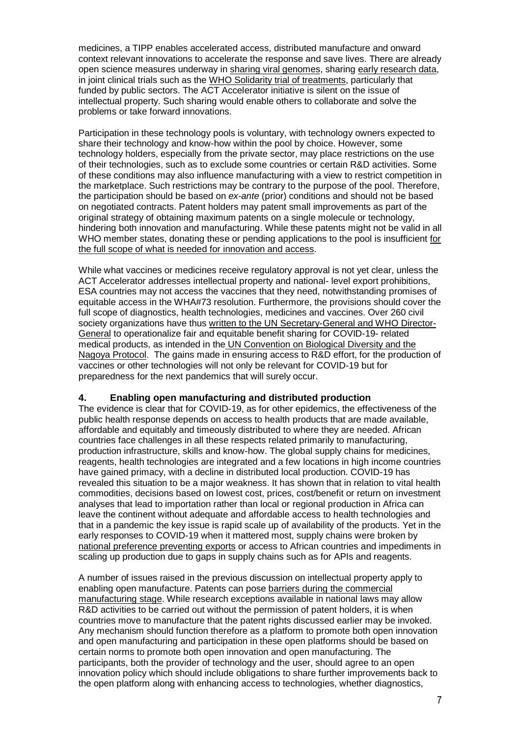medicines, a TIPP enables accelerated access, distributed manufacture and onward context relevant innovations to accelerate the response and save lives. There are already open science measures underway in sharing viral genomes, sharing early research data, in joint clinical trials such as the WHO Solidarity trial of treatments, particularly that funded by public sectors. The ACT Accelerator initiative is silent on the issue of intellectual property. Such sharing would enable others to collaborate and solve the problems or take forward innovations.

Participation in these technology pools is voluntary, with technology owners expected to share their technology and know-how within the pool by choice. However, some technology holders, especially from the private sector, may place restrictions on the use of their technologies, such as to exclude some countries or certain R&D activities. Some of these conditions may also influence manufacturing with a view to restrict competition in the marketplace. Such restrictions may be contrary to the purpose of the pool. Therefore, the participation should be based on *ex-ante* (prior) conditions and should not be based on negotiated contracts. Patent holders may patent small improvements as part of the original strategy of obtaining maximum patents on a single molecule or technology, hindering both innovation and manufacturing. While these patents might not be valid in all WHO member states, donating these or pending applications to the pool is insufficient for the full scope of what is needed for innovation and access.

While what vaccines or medicines receive regulatory approval is not yet clear, unless the ACT Accelerator addresses intellectual property and national- level export prohibitions, ESA countries may not access the vaccines that they need, notwithstanding promises of equitable access in the WHA#73 resolution. Furthermore, the provisions should cover the full scope of diagnostics, health technologies, medicines and vaccines. Over 260 civil society organizations have thus written to the UN Secretary-General and WHO Director-General to operationalize fair and equitable benefit sharing for COVID-19- related medical products, as intended in the UN Convention on Biological Diversity and the Nagoya Protocol. The gains made in ensuring access to R&D effort, for the production of vaccines or other technologies will not only be relevant for COVID-19 but for preparedness for the next pandemics that will surely occur.

## 4. Enabling open manufacturing and distributed production

The evidence is clear that for COVID-19, as for other epidemics, the effectiveness of the public health response depends on access to health products that are made available, affordable and equitably and timeously distributed to where they are needed. African countries face challenges in all these respects related primarily to manufacturing, production infrastructure, skills and know-how. The global supply chains for medicines, reagents, health technologies are integrated and a few locations in high income countries have gained primacy, with a decline in distributed local production. COVID-19 has revealed this situation to be a major weakness. It has shown that in relation to vital health commodities, decisions based on lowest cost, prices, cost/benefit or return on investment analyses that lead to importation rather than local or regional production in Africa can leave the continent without adequate and affordable access to health technologies and that in a pandemic the key issue is rapid scale up of availability of the products. Yet in the early responses to COVID-19 when it mattered most, supply chains were broken by national preference preventing exports or access to African countries and impediments in scaling up production due to gaps in supply chains such as for APIs and reagents.

A number of issues raised in the previous discussion on intellectual property apply to enabling open manufacture. Patents can pose barriers during the commercial manufacturing stage. While research exceptions available in national laws may allow R&D activities to be carried out without the permission of patent holders, it is when countries move to manufacture that the patent rights discussed earlier may be invoked. Any mechanism should function therefore as a platform to promote both open innovation and open manufacturing and participation in these open platforms should be based on certain norms to promote both open innovation and open manufacturing. The participants, both the provider of technology and the user, should agree to an open innovation policy which should include obligations to share further improvements back to the open platform along with enhancing access to technologies, whether diagnostics,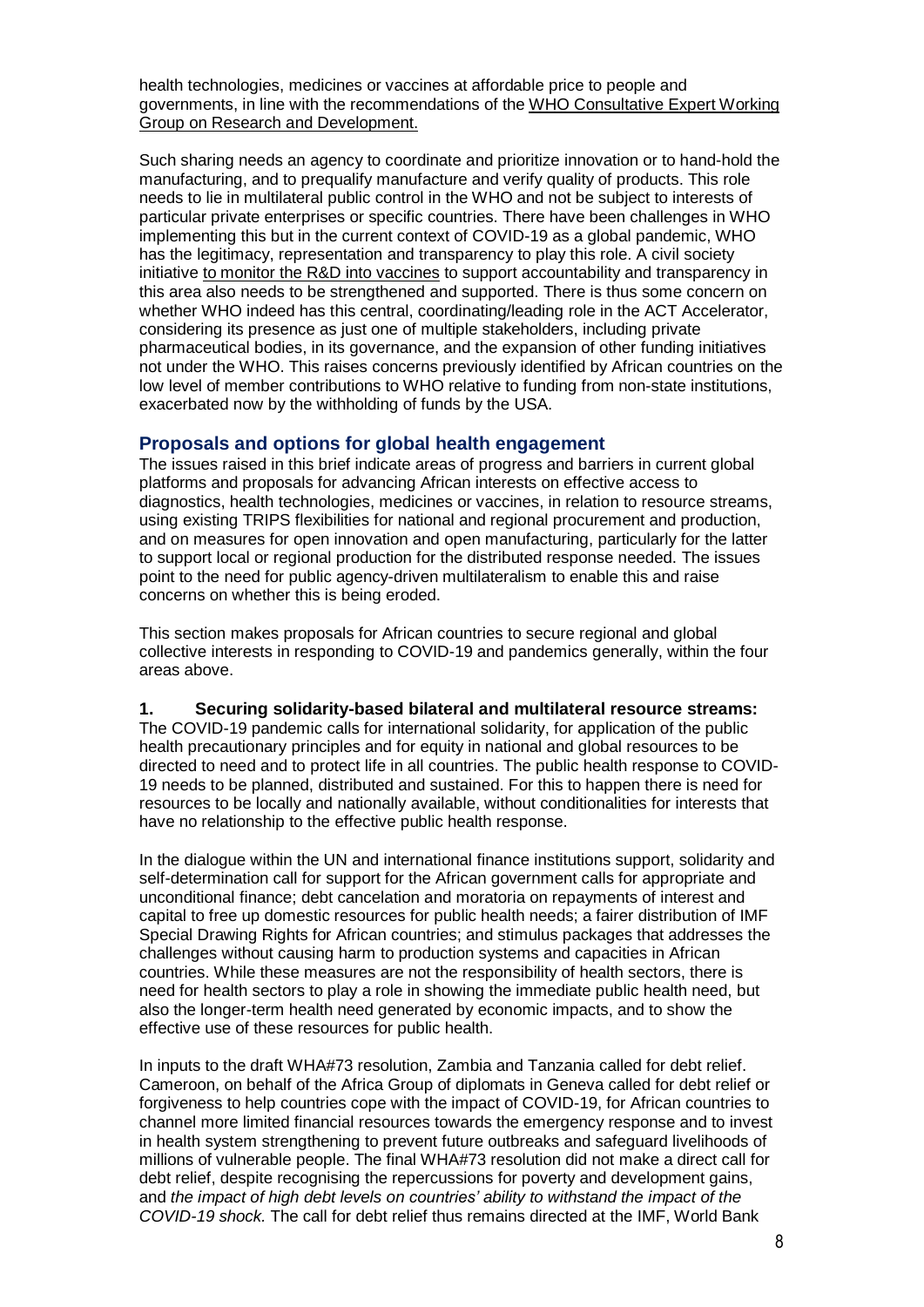health technologies, medicines or vaccines at affordable price to people and governments, in line with the recommendations of the WHO Consultative Expert Working Group on Research and Development.

Such sharing needs an agency to coordinate and prioritize innovation or to hand-hold the manufacturing, and to prequalify manufacture and verify quality of products. This role needs to lie in multilateral public control in the WHO and not be subject to interests of particular private enterprises or specific countries. There have been challenges in WHO implementing this but in the current context of COVID-19 as a global pandemic, WHO has the legitimacy, representation and transparency to play this role. A civil society initiative to monitor the R&D into vaccines to support accountability and transparency in this area also needs to be strengthened and supported. There is thus some concern on whether WHO indeed has this central, coordinating/leading role in the ACT Accelerator, considering its presence as just one of multiple stakeholders, including private pharmaceutical bodies, in its governance, and the expansion of other funding initiatives not under the WHO. This raises concerns previously identified by African countries on the low level of member contributions to WHO relative to funding from non-state institutions, exacerbated now by the withholding of funds by the USA.

## Proposals and options for global health engagement

The issues raised in this brief indicate areas of progress and barriers in current global platforms and proposals for advancing African interests on effective access to diagnostics, health technologies, medicines or vaccines, in relation to resource streams, using existing TRIPS flexibilities for national and regional procurement and production, and on measures for open innovation and open manufacturing, particularly for the latter to support local or regional production for the distributed response needed. The issues point to the need for public agency-driven multilateralism to enable this and raise concerns on whether this is being eroded.

This section makes proposals for African countries to secure regional and global collective interests in responding to COVID-19 and pandemics generally, within the four areas above.

**1. Securing solidarity-based bilateral and multilateral resource streams:**
The COVID-19 pandemic calls for international solidarity, for application of the public health precautionary principles and for equity in national and global resources to be directed to need and to protect life in all countries. The public health response to COVID-19 needs to be planned, distributed and sustained. For this to happen there is need for resources to be locally and nationally available, without conditionalities for interests that have no relationship to the effective public health response.

In the dialogue within the UN and international finance institutions support, solidarity and self-determination call for support for the African government calls for appropriate and unconditional finance; debt cancelation and moratoria on repayments of interest and capital to free up domestic resources for public health needs; a fairer distribution of IMF Special Drawing Rights for African countries; and stimulus packages that addresses the challenges without causing harm to production systems and capacities in African countries. While these measures are not the responsibility of health sectors, there is need for health sectors to play a role in showing the immediate public health need, but also the longer-term health need generated by economic impacts, and to show the effective use of these resources for public health.

In inputs to the draft WHA#73 resolution, Zambia and Tanzania called for debt relief. Cameroon, on behalf of the Africa Group of diplomats in Geneva called for debt relief or forgiveness to help countries cope with the impact of COVID-19, for African countries to channel more limited financial resources towards the emergency response and to invest in health system strengthening to prevent future outbreaks and safeguard livelihoods of millions of vulnerable people. The final WHA#73 resolution did not make a direct call for debt relief, despite recognising the repercussions for poverty and development gains, and *the impact of high debt levels on countries' ability to withstand the impact of the COVID-19 shock.* The call for debt relief thus remains directed at the IMF, World Bank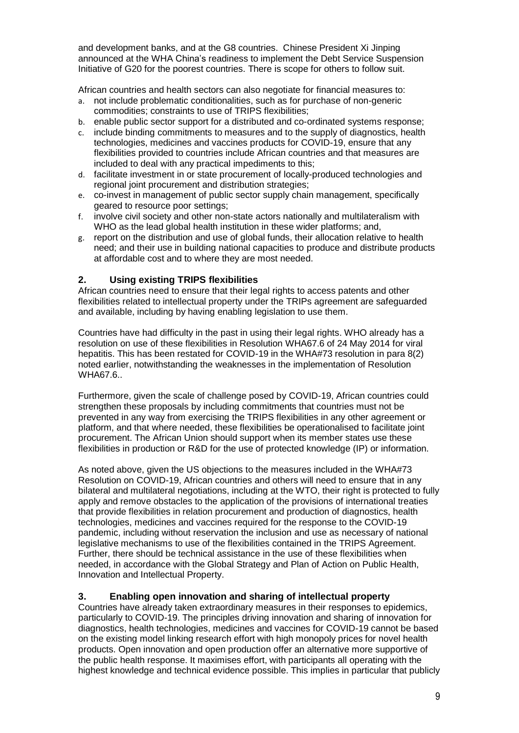and development banks, and at the G8 countries. Chinese President Xi Jinping announced at the WHA China's readiness to implement the Debt Service Suspension Initiative of G20 for the poorest countries. There is scope for others to follow suit.

African countries and health sectors can also negotiate for financial measures to:

a. not include problematic conditionalities, such as for purchase of non-generic commodities; constraints to use of TRIPS flexibilities;
b. enable public sector support for a distributed and co-ordinated systems response;
c. include binding commitments to measures and to the supply of diagnostics, health technologies, medicines and vaccines products for COVID-19, ensure that any flexibilities provided to countries include African countries and that measures are included to deal with any practical impediments to this;
d. facilitate investment in or state procurement of locally-produced technologies and regional joint procurement and distribution strategies;
e. co-invest in management of public sector supply chain management, specifically geared to resource poor settings;
f. involve civil society and other non-state actors nationally and multilateralism with WHO as the lead global health institution in these wider platforms; and,
g. report on the distribution and use of global funds, their allocation relative to health need; and their use in building national capacities to produce and distribute products at affordable cost and to where they are most needed.

## 2. Using existing TRIPS flexibilities

African countries need to ensure that their legal rights to access patents and other flexibilities related to intellectual property under the TRIPs agreement are safeguarded and available, including by having enabling legislation to use them.

Countries have had difficulty in the past in using their legal rights. WHO already has a resolution on use of these flexibilities in Resolution WHA67.6 of 24 May 2014 for viral hepatitis. This has been restated for COVID-19 in the WHA#73 resolution in para 8(2) noted earlier, notwithstanding the weaknesses in the implementation of Resolution WHA67.6..

Furthermore, given the scale of challenge posed by COVID-19, African countries could strengthen these proposals by including commitments that countries must not be prevented in any way from exercising the TRIPS flexibilities in any other agreement or platform, and that where needed, these flexibilities be operationalised to facilitate joint procurement. The African Union should support when its member states use these flexibilities in production or R&D for the use of protected knowledge (IP) or information.

As noted above, given the US objections to the measures included in the WHA#73 Resolution on COVID-19, African countries and others will need to ensure that in any bilateral and multilateral negotiations, including at the WTO, their right is protected to fully apply and remove obstacles to the application of the provisions of international treaties that provide flexibilities in relation procurement and production of diagnostics, health technologies, medicines and vaccines required for the response to the COVID-19 pandemic, including without reservation the inclusion and use as necessary of national legislative mechanisms to use of the flexibilities contained in the TRIPS Agreement. Further, there should be technical assistance in the use of these flexibilities when needed, in accordance with the Global Strategy and Plan of Action on Public Health, Innovation and Intellectual Property.

## 3. Enabling open innovation and sharing of intellectual property

Countries have already taken extraordinary measures in their responses to epidemics, particularly to COVID-19. The principles driving innovation and sharing of innovation for diagnostics, health technologies, medicines and vaccines for COVID-19 cannot be based on the existing model linking research effort with high monopoly prices for novel health products. Open innovation and open production offer an alternative more supportive of the public health response. It maximises effort, with participants all operating with the highest knowledge and technical evidence possible. This implies in particular that publicly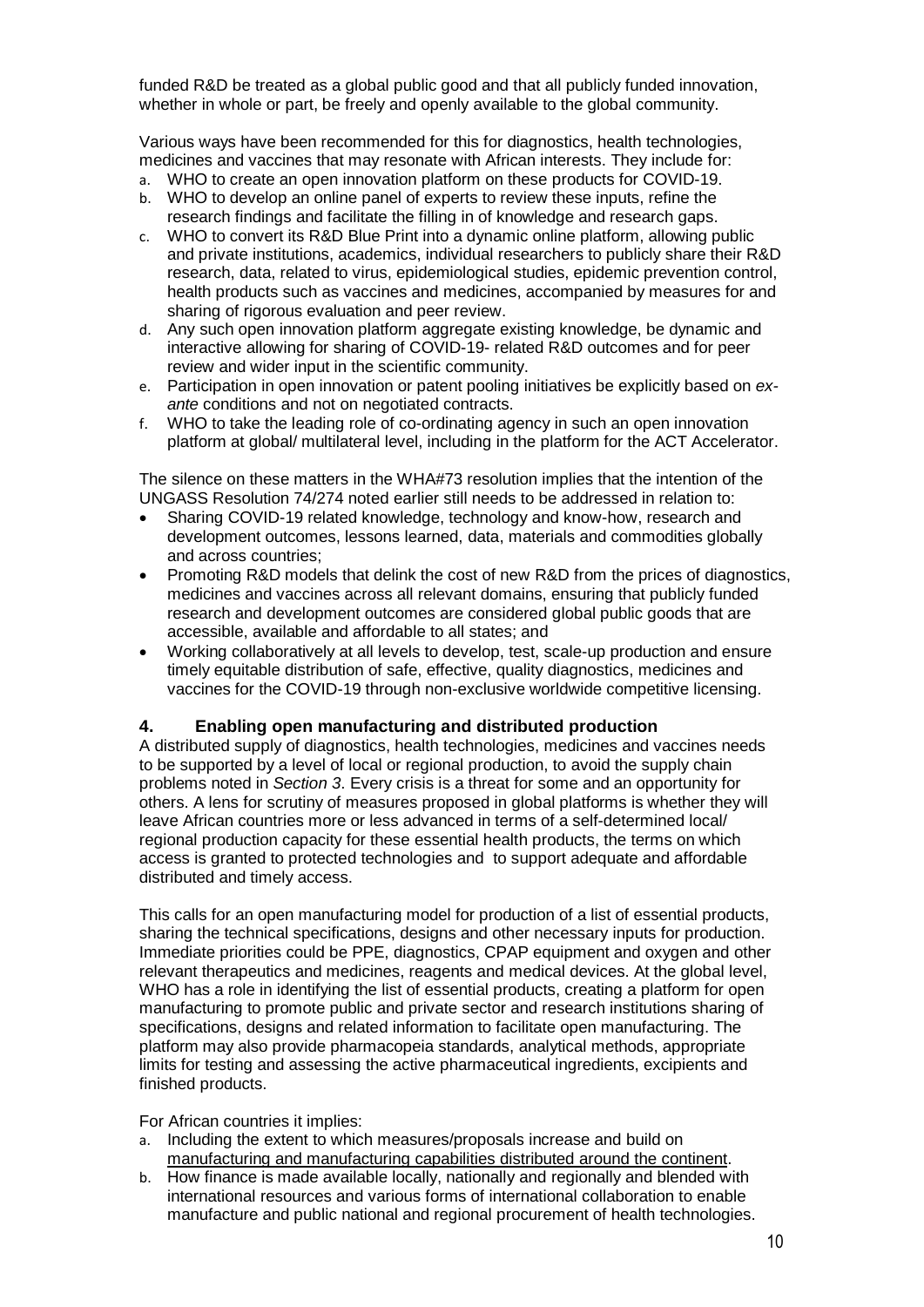funded R&D be treated as a global public good and that all publicly funded innovation, whether in whole or part, be freely and openly available to the global community.

Various ways have been recommended for this for diagnostics, health technologies, medicines and vaccines that may resonate with African interests. They include for:

a. WHO to create an open innovation platform on these products for COVID-19.
b. WHO to develop an online panel of experts to review these inputs, refine the research findings and facilitate the filling in of knowledge and research gaps.
c. WHO to convert its R&D Blue Print into a dynamic online platform, allowing public and private institutions, academics, individual researchers to publicly share their R&D research, data, related to virus, epidemiological studies, epidemic prevention control, health products such as vaccines and medicines, accompanied by measures for and sharing of rigorous evaluation and peer review.
d. Any such open innovation platform aggregate existing knowledge, be dynamic and interactive allowing for sharing of COVID-19- related R&D outcomes and for peer review and wider input in the scientific community.
e. Participation in open innovation or patent pooling initiatives be explicitly based on *ex-ante* conditions and not on negotiated contracts.
f. WHO to take the leading role of co-ordinating agency in such an open innovation platform at global/ multilateral level, including in the platform for the ACT Accelerator.

The silence on these matters in the WHA#73 resolution implies that the intention of the UNGASS Resolution 74/274 noted earlier still needs to be addressed in relation to:

- Sharing COVID-19 related knowledge, technology and know-how, research and development outcomes, lessons learned, data, materials and commodities globally and across countries;
- Promoting R&D models that delink the cost of new R&D from the prices of diagnostics, medicines and vaccines across all relevant domains, ensuring that publicly funded research and development outcomes are considered global public goods that are accessible, available and affordable to all states; and
- Working collaboratively at all levels to develop, test, scale-up production and ensure timely equitable distribution of safe, effective, quality diagnostics, medicines and vaccines for the COVID-19 through non-exclusive worldwide competitive licensing.

## 4. Enabling open manufacturing and distributed production

A distributed supply of diagnostics, health technologies, medicines and vaccines needs to be supported by a level of local or regional production, to avoid the supply chain problems noted in *Section 3*. Every crisis is a threat for some and an opportunity for others. A lens for scrutiny of measures proposed in global platforms is whether they will leave African countries more or less advanced in terms of a self-determined local/ regional production capacity for these essential health products, the terms on which access is granted to protected technologies and to support adequate and affordable distributed and timely access.

This calls for an open manufacturing model for production of a list of essential products, sharing the technical specifications, designs and other necessary inputs for production. Immediate priorities could be PPE, diagnostics, CPAP equipment and oxygen and other relevant therapeutics and medicines, reagents and medical devices. At the global level, WHO has a role in identifying the list of essential products, creating a platform for open manufacturing to promote public and private sector and research institutions sharing of specifications, designs and related information to facilitate open manufacturing. The platform may also provide pharmacopeia standards, analytical methods, appropriate limits for testing and assessing the active pharmaceutical ingredients, excipients and finished products.

For African countries it implies:

a. Including the extent to which measures/proposals increase and build on manufacturing and manufacturing capabilities distributed around the continent.
b. How finance is made available locally, nationally and regionally and blended with international resources and various forms of international collaboration to enable manufacture and public national and regional procurement of health technologies.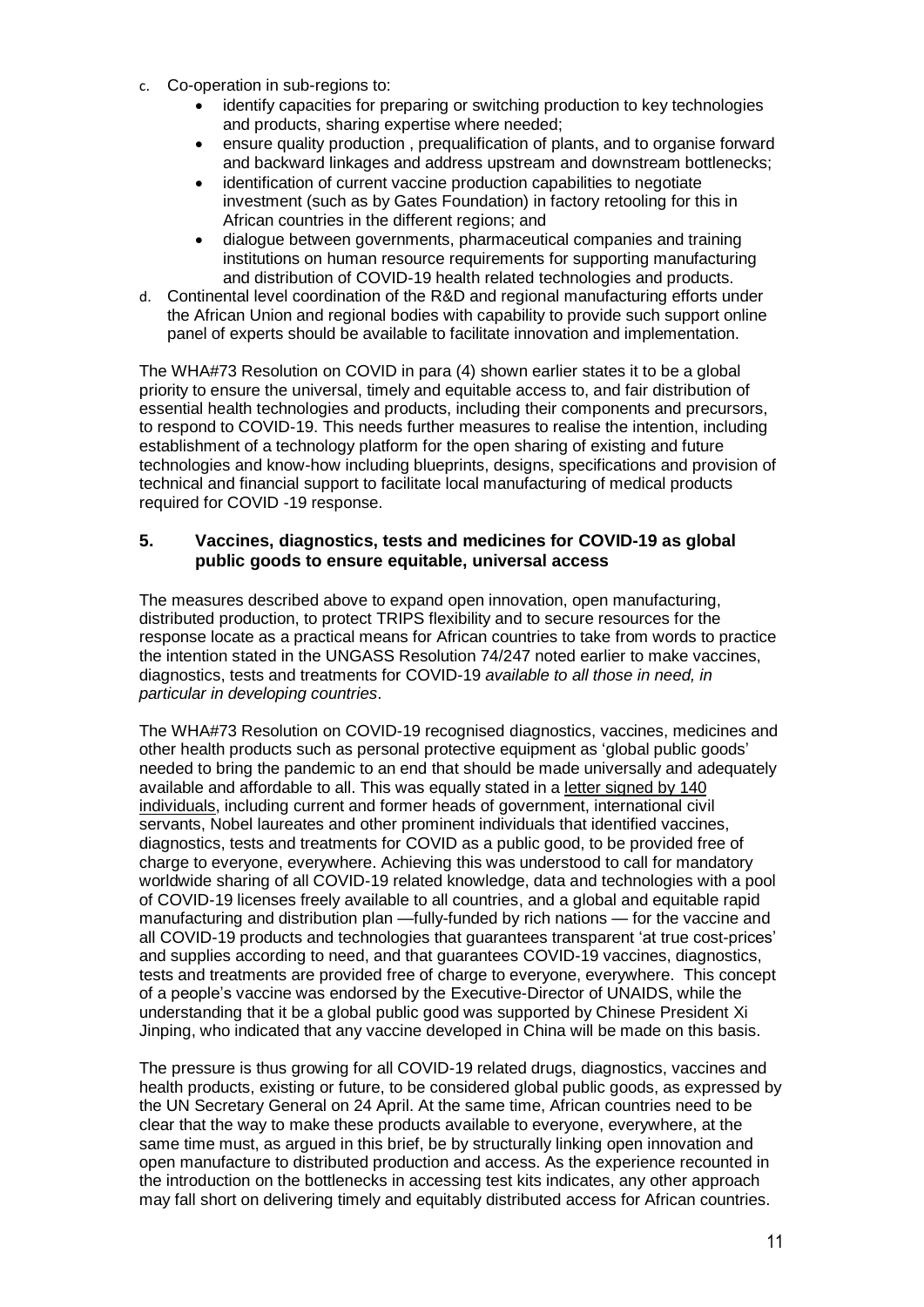c. Co-operation in sub-regions to:
   - identify capacities for preparing or switching production to key technologies and products, sharing expertise where needed;
   - ensure quality production , prequalification of plants, and to organise forward and backward linkages and address upstream and downstream bottlenecks;
   - identification of current vaccine production capabilities to negotiate investment (such as by Gates Foundation) in factory retooling for this in African countries in the different regions; and
   - dialogue between governments, pharmaceutical companies and training institutions on human resource requirements for supporting manufacturing and distribution of COVID-19 health related technologies and products.

d. Continental level coordination of the R&D and regional manufacturing efforts under the African Union and regional bodies with capability to provide such support online panel of experts should be available to facilitate innovation and implementation.

The WHA#73 Resolution on COVID in para (4) shown earlier states it to be a global priority to ensure the universal, timely and equitable access to, and fair distribution of essential health technologies and products, including their components and precursors, to respond to COVID-19. This needs further measures to realise the intention, including establishment of a technology platform for the open sharing of existing and future technologies and know-how including blueprints, designs, specifications and provision of technical and financial support to facilitate local manufacturing of medical products required for COVID -19 response.

## 5. Vaccines, diagnostics, tests and medicines for COVID-19 as global public goods to ensure equitable, universal access

The measures described above to expand open innovation, open manufacturing, distributed production, to protect TRIPS flexibility and to secure resources for the response locate as a practical means for African countries to take from words to practice the intention stated in the UNGASS Resolution 74/247 noted earlier to make vaccines, diagnostics, tests and treatments for COVID-19 *available to all those in need, in particular in developing countries*.

The WHA#73 Resolution on COVID-19 recognised diagnostics, vaccines, medicines and other health products such as personal protective equipment as 'global public goods' needed to bring the pandemic to an end that should be made universally and adequately available and affordable to all. This was equally stated in a letter signed by 140 individuals, including current and former heads of government, international civil servants, Nobel laureates and other prominent individuals that identified vaccines, diagnostics, tests and treatments for COVID as a public good, to be provided free of charge to everyone, everywhere. Achieving this was understood to call for mandatory worldwide sharing of all COVID-19 related knowledge, data and technologies with a pool of COVID-19 licenses freely available to all countries, and a global and equitable rapid manufacturing and distribution plan —fully-funded by rich nations — for the vaccine and all COVID-19 products and technologies that guarantees transparent 'at true cost-prices' and supplies according to need, and that guarantees COVID-19 vaccines, diagnostics, tests and treatments are provided free of charge to everyone, everywhere. This concept of a people's vaccine was endorsed by the Executive-Director of UNAIDS, while the understanding that it be a global public good was supported by Chinese President Xi Jinping, who indicated that any vaccine developed in China will be made on this basis.

The pressure is thus growing for all COVID-19 related drugs, diagnostics, vaccines and health products, existing or future, to be considered global public goods, as expressed by the UN Secretary General on 24 April. At the same time, African countries need to be clear that the way to make these products available to everyone, everywhere, at the same time must, as argued in this brief, be by structurally linking open innovation and open manufacture to distributed production and access. As the experience recounted in the introduction on the bottlenecks in accessing test kits indicates, any other approach may fall short on delivering timely and equitably distributed access for African countries.